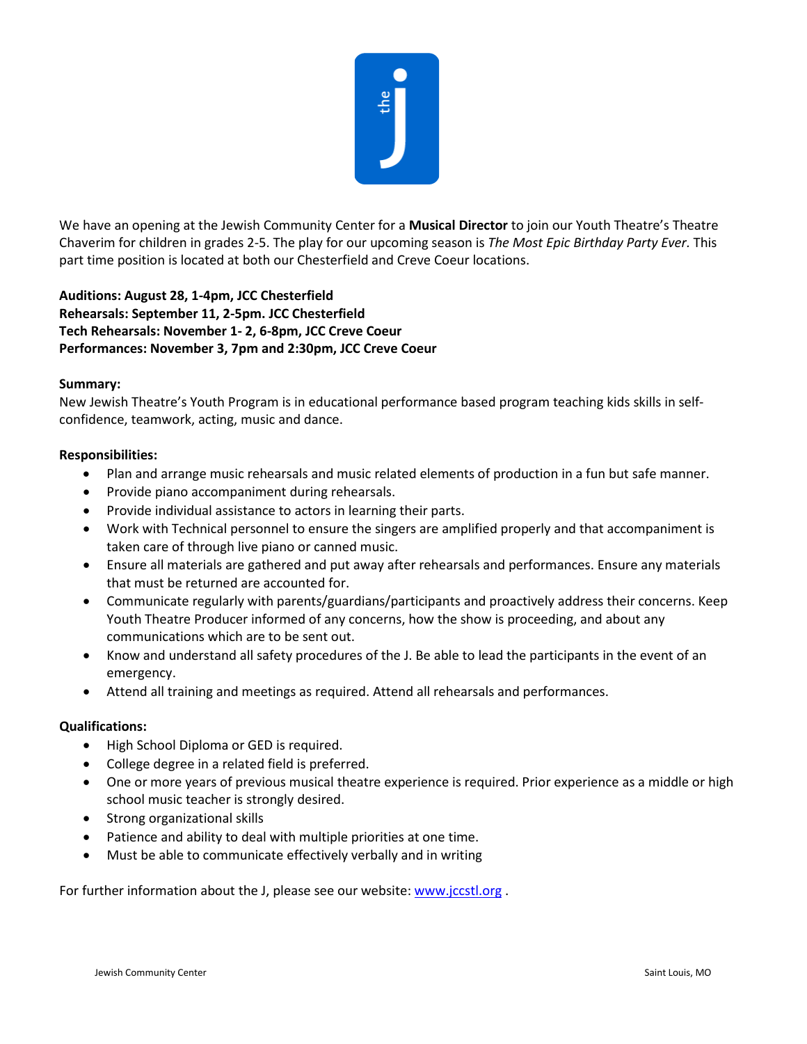We have an opening at the Jewish Community Center for a **Musical Director** to join our Youth Theatre's Theatre Chaverim for children in grades 2-5. The play for our upcoming season is *The Most Epic Birthday Party Ever.* This part time position is located at both our Chesterfield and Creve Coeur locations.

**Auditions: August 28, 1-4pm, JCC Chesterfield**
**Rehearsals: September 11, 2-5pm. JCC Chesterfield**
**Tech Rehearsals: November 1- 2, 6-8pm, JCC Creve Coeur**
**Performances: November 3, 7pm and 2:30pm, JCC Creve Coeur**

**Summary:**
New Jewish Theatre's Youth Program is in educational performance based program teaching kids skills in self-confidence, teamwork, acting, music and dance.

**Responsibilities:**

- Plan and arrange music rehearsals and music related elements of production in a fun but safe manner.
- Provide piano accompaniment during rehearsals.
- Provide individual assistance to actors in learning their parts.
- Work with Technical personnel to ensure the singers are amplified properly and that accompaniment is taken care of through live piano or canned music.
- Ensure all materials are gathered and put away after rehearsals and performances. Ensure any materials that must be returned are accounted for.
- Communicate regularly with parents/guardians/participants and proactively address their concerns. Keep Youth Theatre Producer informed of any concerns, how the show is proceeding, and about any communications which are to be sent out.
- Know and understand all safety procedures of the J. Be able to lead the participants in the event of an emergency.
- Attend all training and meetings as required. Attend all rehearsals and performances.

**Qualifications:**

- High School Diploma or GED is required.
- College degree in a related field is preferred.
- One or more years of previous musical theatre experience is required. Prior experience as a middle or high school music teacher is strongly desired.
- Strong organizational skills
- Patience and ability to deal with multiple priorities at one time.
- Must be able to communicate effectively verbally and in writing

For further information about the J, please see our website: www.jccstl.org .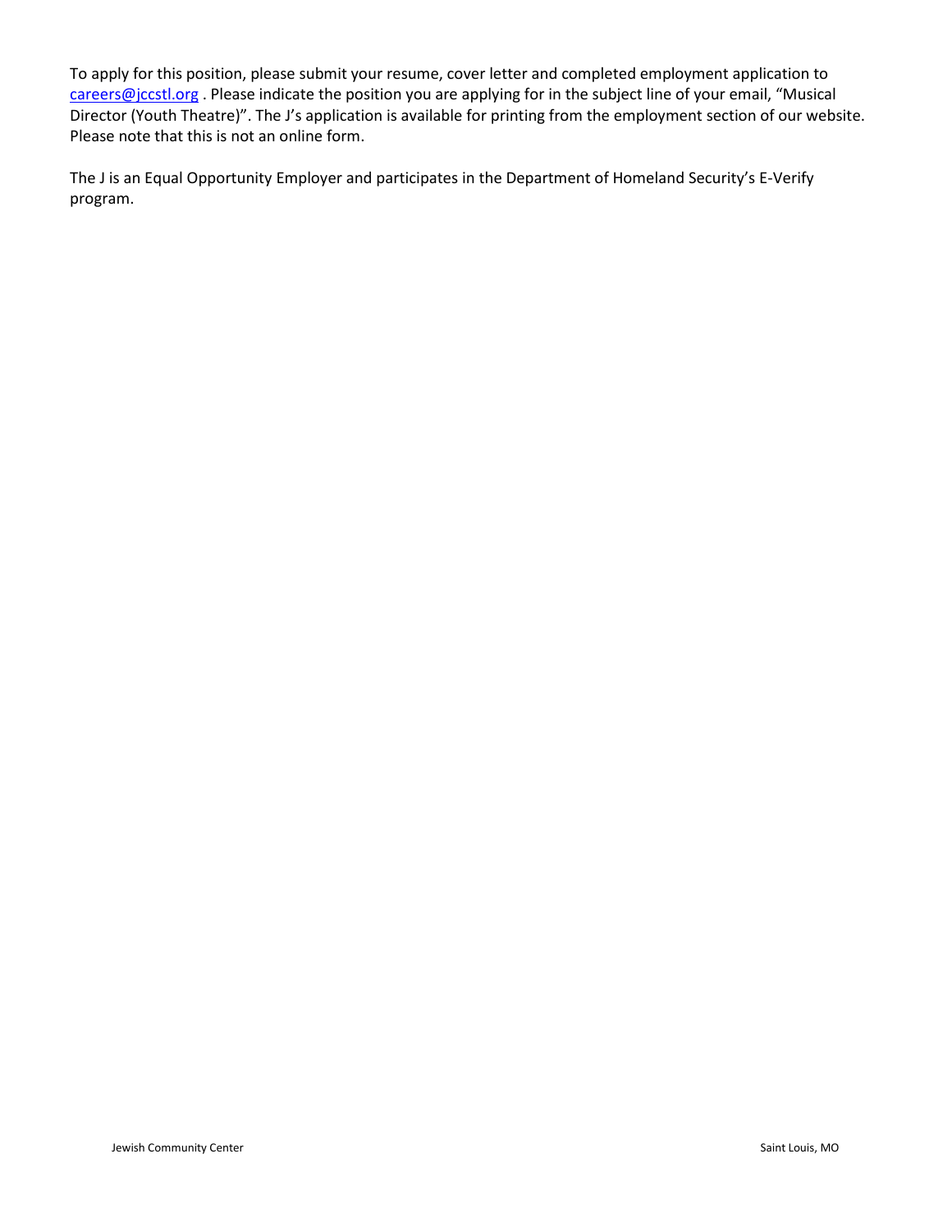To apply for this position, please submit your resume, cover letter and completed employment application to careers@jccstl.org . Please indicate the position you are applying for in the subject line of your email, "Musical Director (Youth Theatre)". The J's application is available for printing from the employment section of our website. Please note that this is not an online form.

The J is an Equal Opportunity Employer and participates in the Department of Homeland Security's E-Verify program.